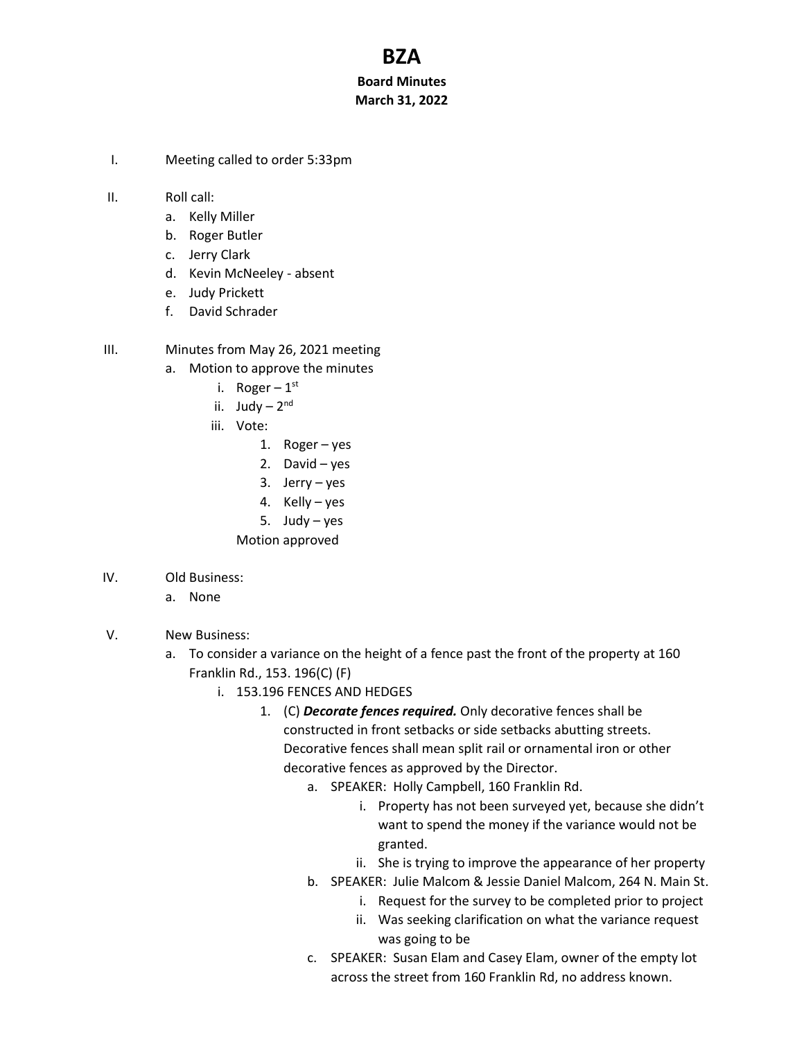# BZA

**Board Minutes**
**March 31, 2022**

I. Meeting called to order 5:33pm

II. Roll call:
   a. Kelly Miller
   b. Roger Butler
   c. Jerry Clark
   d. Kevin McNeeley - absent
   e. Judy Prickett
   f. David Schrader

III. Minutes from May 26, 2021 meeting
   a. Motion to approve the minutes
      i. Roger – 1st
      ii. Judy – 2nd
      iii. Vote:
         1. Roger – yes
         2. David – yes
         3. Jerry – yes
         4. Kelly – yes
         5. Judy – yes

         Motion approved

IV. Old Business:
   a. None

V. New Business:
   a. To consider a variance on the height of a fence past the front of the property at 160 Franklin Rd., 153. 196(C) (F)
      i. 153.196 FENCES AND HEDGES
         1. (C) ***Decorate fences required.*** Only decorative fences shall be constructed in front setbacks or side setbacks abutting streets. Decorative fences shall mean split rail or ornamental iron or other decorative fences as approved by the Director.
            a. SPEAKER: Holly Campbell, 160 Franklin Rd.
               i. Property has not been surveyed yet, because she didn't want to spend the money if the variance would not be granted.
               ii. She is trying to improve the appearance of her property
            b. SPEAKER: Julie Malcom & Jessie Daniel Malcom, 264 N. Main St.
               i. Request for the survey to be completed prior to project
               ii. Was seeking clarification on what the variance request was going to be
            c. SPEAKER: Susan Elam and Casey Elam, owner of the empty lot across the street from 160 Franklin Rd, no address known.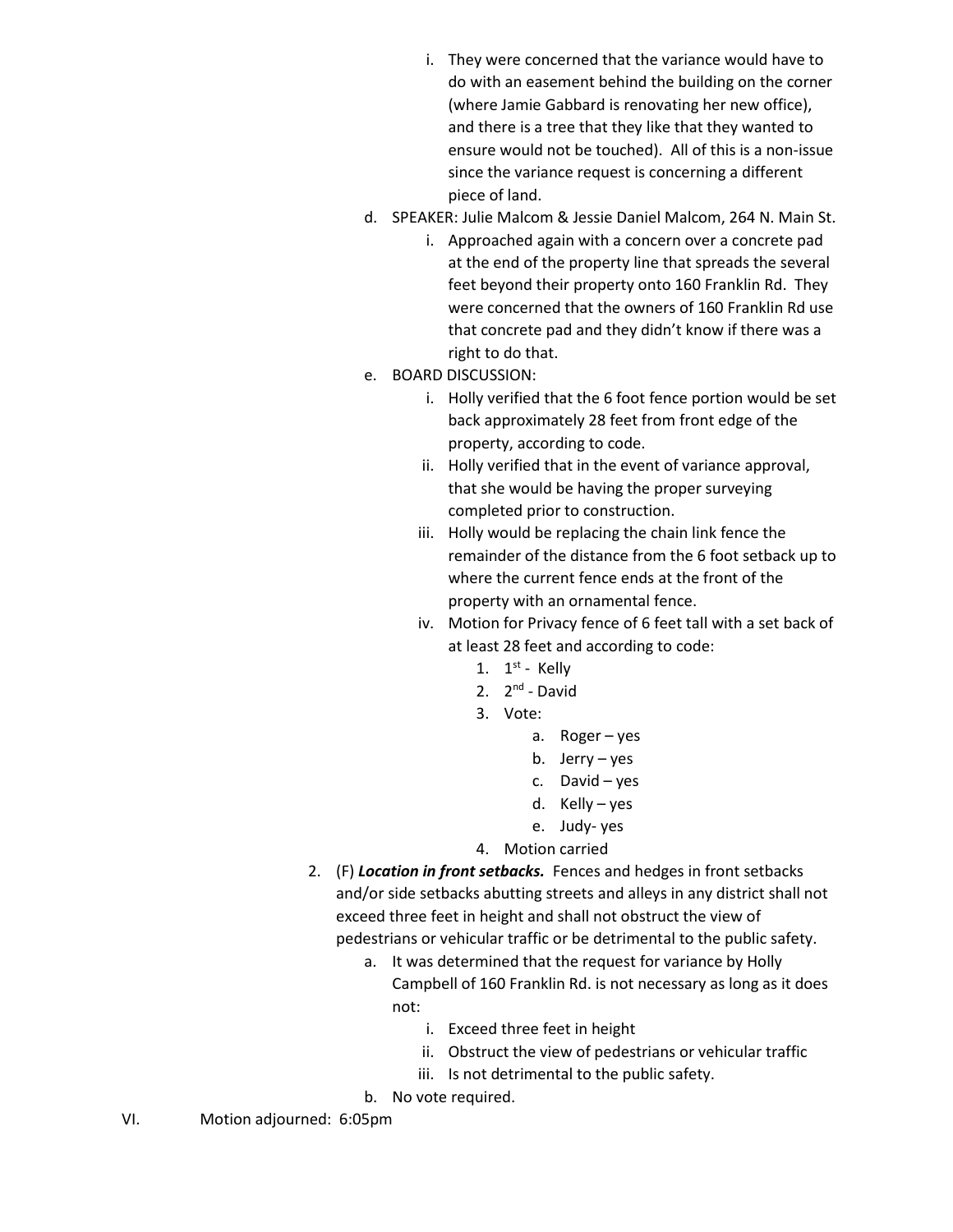i. They were concerned that the variance would have to do with an easement behind the building on the corner (where Jamie Gabbard is renovating her new office), and there is a tree that they like that they wanted to ensure would not be touched). All of this is a non-issue since the variance request is concerning a different piece of land.

    d. SPEAKER: Julie Malcom & Jessie Daniel Malcom, 264 N. Main St.
        i. Approached again with a concern over a concrete pad at the end of the property line that spreads the several feet beyond their property onto 160 Franklin Rd. They were concerned that the owners of 160 Franklin Rd use that concrete pad and they didn't know if there was a right to do that.

    e. BOARD DISCUSSION:
        i. Holly verified that the 6 foot fence portion would be set back approximately 28 feet from front edge of the property, according to code.
        ii. Holly verified that in the event of variance approval, that she would be having the proper surveying completed prior to construction.
        iii. Holly would be replacing the chain link fence the remainder of the distance from the 6 foot setback up to where the current fence ends at the front of the property with an ornamental fence.
        iv. Motion for Privacy fence of 6 feet tall with a set back of at least 28 feet and according to code:
            1. 1st - Kelly
            2. 2nd - David
            3. Vote:
                a. Roger – yes
                b. Jerry – yes
                c. David – yes
                d. Kelly – yes
                e. Judy- yes
            4. Motion carried

2. (F) ***Location in front setbacks.*** Fences and hedges in front setbacks and/or side setbacks abutting streets and alleys in any district shall not exceed three feet in height and shall not obstruct the view of pedestrians or vehicular traffic or be detrimental to the public safety.
    a. It was determined that the request for variance by Holly Campbell of 160 Franklin Rd. is not necessary as long as it does not:
        i. Exceed three feet in height
        ii. Obstruct the view of pedestrians or vehicular traffic
        iii. Is not detrimental to the public safety.
    b. No vote required.

VI. Motion adjourned: 6:05pm